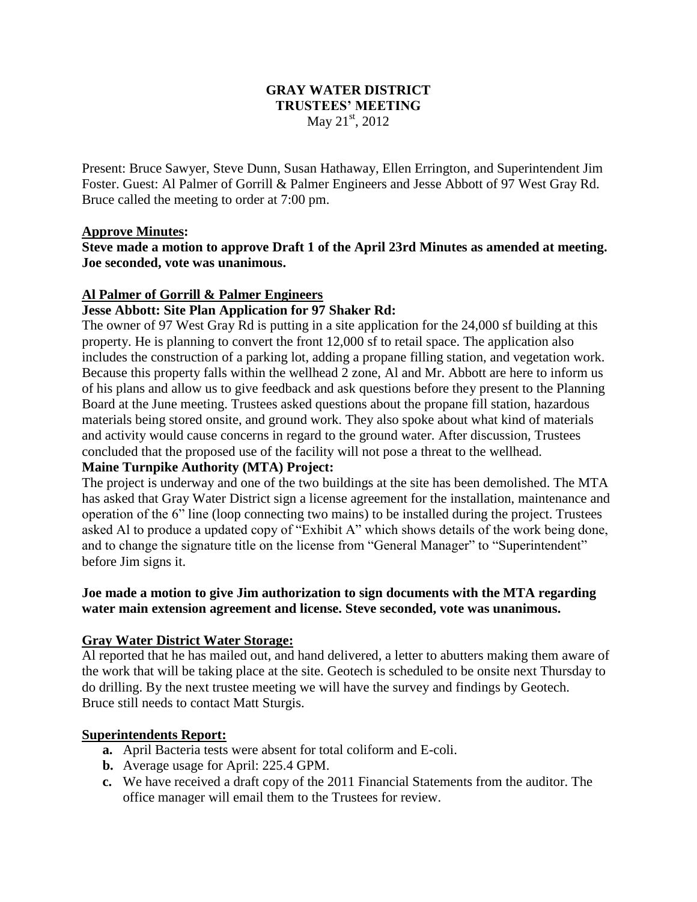# GRAY WATER DISTRICT
## TRUSTEES' MEETING
May 21st, 2012

Present: Bruce Sawyer, Steve Dunn, Susan Hathaway, Ellen Errington, and Superintendent Jim Foster. Guest: Al Palmer of Gorrill & Palmer Engineers and Jesse Abbott of 97 West Gray Rd. Bruce called the meeting to order at 7:00 pm.

**Approve Minutes:**

**Steve made a motion to approve Draft 1 of the April 23rd Minutes as amended at meeting. Joe seconded, vote was unanimous.**

**Al Palmer of Gorrill & Palmer Engineers**

**Jesse Abbott: Site Plan Application for 97 Shaker Rd:**

The owner of 97 West Gray Rd is putting in a site application for the 24,000 sf building at this property. He is planning to convert the front 12,000 sf to retail space. The application also includes the construction of a parking lot, adding a propane filling station, and vegetation work. Because this property falls within the wellhead 2 zone, Al and Mr. Abbott are here to inform us of his plans and allow us to give feedback and ask questions before they present to the Planning Board at the June meeting. Trustees asked questions about the propane fill station, hazardous materials being stored onsite, and ground work. They also spoke about what kind of materials and activity would cause concerns in regard to the ground water. After discussion, Trustees concluded that the proposed use of the facility will not pose a threat to the wellhead.

**Maine Turnpike Authority (MTA) Project:**

The project is underway and one of the two buildings at the site has been demolished. The MTA has asked that Gray Water District sign a license agreement for the installation, maintenance and operation of the 6" line (loop connecting two mains) to be installed during the project. Trustees asked Al to produce a updated copy of "Exhibit A" which shows details of the work being done, and to change the signature title on the license from "General Manager" to "Superintendent" before Jim signs it.

**Joe made a motion to give Jim authorization to sign documents with the MTA regarding water main extension agreement and license. Steve seconded, vote was unanimous.**

**Gray Water District Water Storage:**

Al reported that he has mailed out, and hand delivered, a letter to abutters making them aware of the work that will be taking place at the site. Geotech is scheduled to be onsite next Thursday to do drilling. By the next trustee meeting we will have the survey and findings by Geotech. Bruce still needs to contact Matt Sturgis.

**Superintendents Report:**

- **a.** April Bacteria tests were absent for total coliform and E-coli.
- **b.** Average usage for April: 225.4 GPM.
- **c.** We have received a draft copy of the 2011 Financial Statements from the auditor. The office manager will email them to the Trustees for review.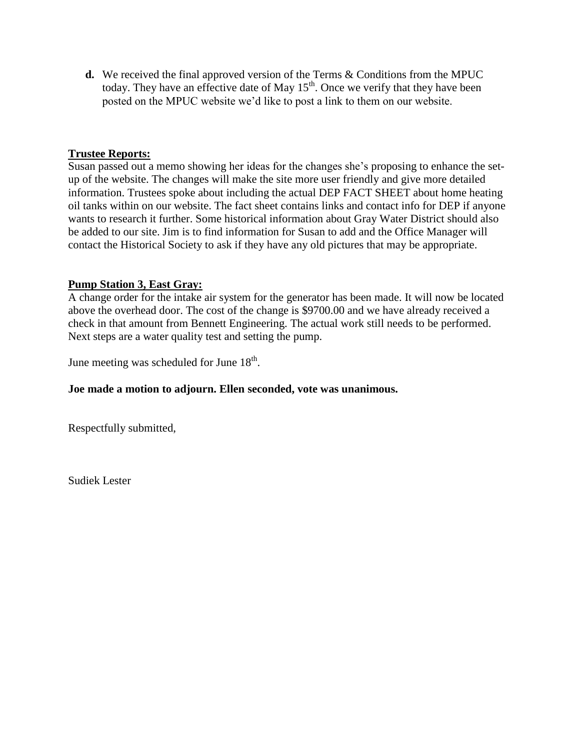**d.** We received the final approved version of the Terms & Conditions from the MPUC today. They have an effective date of May 15th. Once we verify that they have been posted on the MPUC website we'd like to post a link to them on our website.

**Trustee Reports:**

Susan passed out a memo showing her ideas for the changes she's proposing to enhance the set-up of the website. The changes will make the site more user friendly and give more detailed information. Trustees spoke about including the actual DEP FACT SHEET about home heating oil tanks within on our website. The fact sheet contains links and contact info for DEP if anyone wants to research it further. Some historical information about Gray Water District should also be added to our site. Jim is to find information for Susan to add and the Office Manager will contact the Historical Society to ask if they have any old pictures that may be appropriate.

**Pump Station 3, East Gray:**

A change order for the intake air system for the generator has been made. It will now be located above the overhead door. The cost of the change is $9700.00 and we have already received a check in that amount from Bennett Engineering. The actual work still needs to be performed. Next steps are a water quality test and setting the pump.

June meeting was scheduled for June 18th.

**Joe made a motion to adjourn. Ellen seconded, vote was unanimous.**

Respectfully submitted,

Sudiek Lester